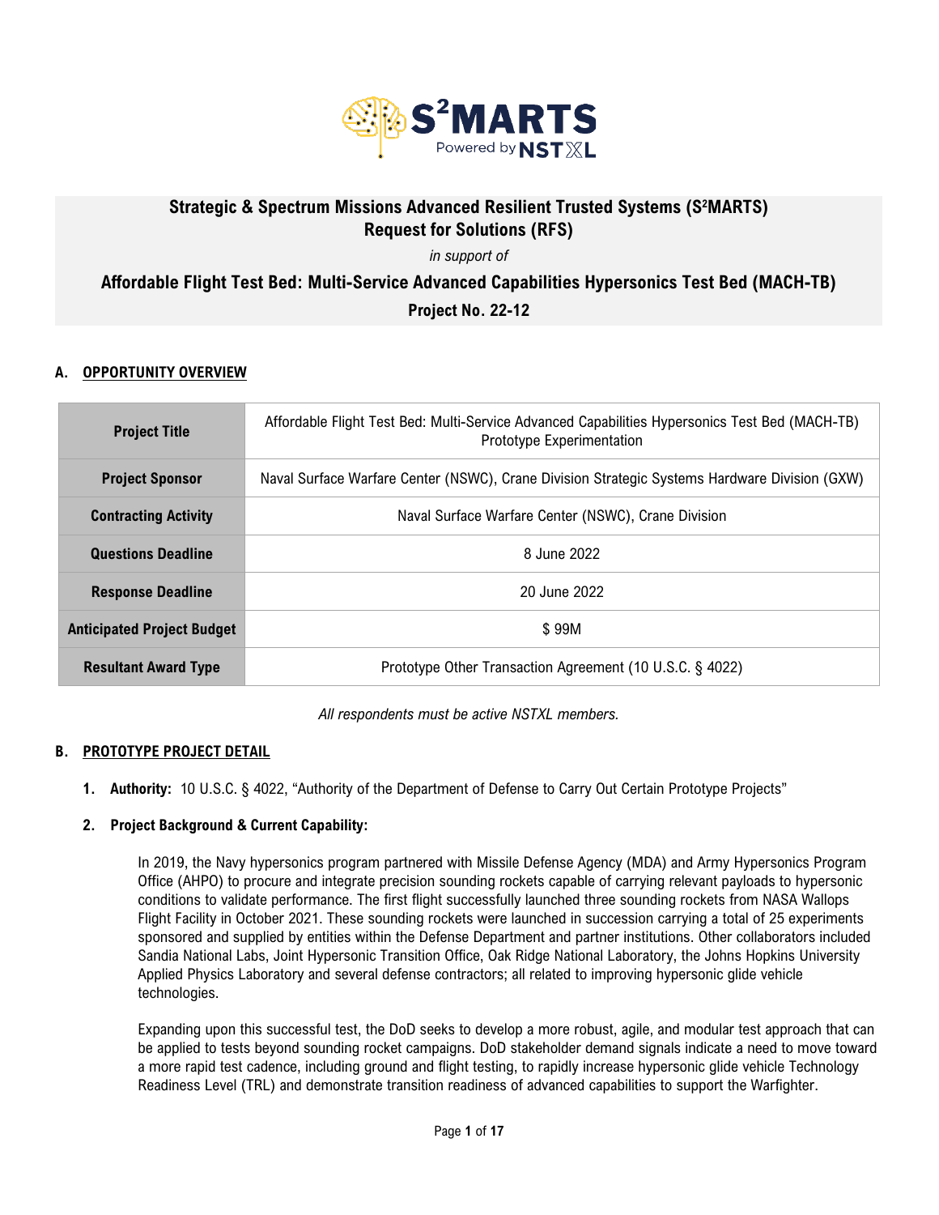# Strategic & Spectrum Missions Advanced Resilient Trusted Systems (S²MARTS) Request for Solutions (RFS)

*in support of*

## Affordable Flight Test Bed: Multi-Service Advanced Capabilities Hypersonics Test Bed (MACH-TB)

## Project No. 22-12

### A. OPPORTUNITY OVERVIEW

| | |
|---|---|
| **Project Title** | Affordable Flight Test Bed: Multi-Service Advanced Capabilities Hypersonics Test Bed (MACH-TB) Prototype Experimentation |
| **Project Sponsor** | Naval Surface Warfare Center (NSWC), Crane Division Strategic Systems Hardware Division (GXW) |
| **Contracting Activity** | Naval Surface Warfare Center (NSWC), Crane Division |
| **Questions Deadline** | 8 June 2022 |
| **Response Deadline** | 20 June 2022 |
| **Anticipated Project Budget** | $ 99M |
| **Resultant Award Type** | Prototype Other Transaction Agreement (10 U.S.C. § 4022) |

*All respondents must be active NSTXL members.*

### B. PROTOTYPE PROJECT DETAIL

1. **Authority:** 10 U.S.C. § 4022, "Authority of the Department of Defense to Carry Out Certain Prototype Projects"

2. **Project Background & Current Capability:**

   In 2019, the Navy hypersonics program partnered with Missile Defense Agency (MDA) and Army Hypersonics Program Office (AHPO) to procure and integrate precision sounding rockets capable of carrying relevant payloads to hypersonic conditions to validate performance. The first flight successfully launched three sounding rockets from NASA Wallops Flight Facility in October 2021. These sounding rockets were launched in succession carrying a total of 25 experiments sponsored and supplied by entities within the Defense Department and partner institutions. Other collaborators included Sandia National Labs, Joint Hypersonic Transition Office, Oak Ridge National Laboratory, the Johns Hopkins University Applied Physics Laboratory and several defense contractors; all related to improving hypersonic glide vehicle technologies.

   Expanding upon this successful test, the DoD seeks to develop a more robust, agile, and modular test approach that can be applied to tests beyond sounding rocket campaigns. DoD stakeholder demand signals indicate a need to move toward a more rapid test cadence, including ground and flight testing, to rapidly increase hypersonic glide vehicle Technology Readiness Level (TRL) and demonstrate transition readiness of advanced capabilities to support the Warfighter.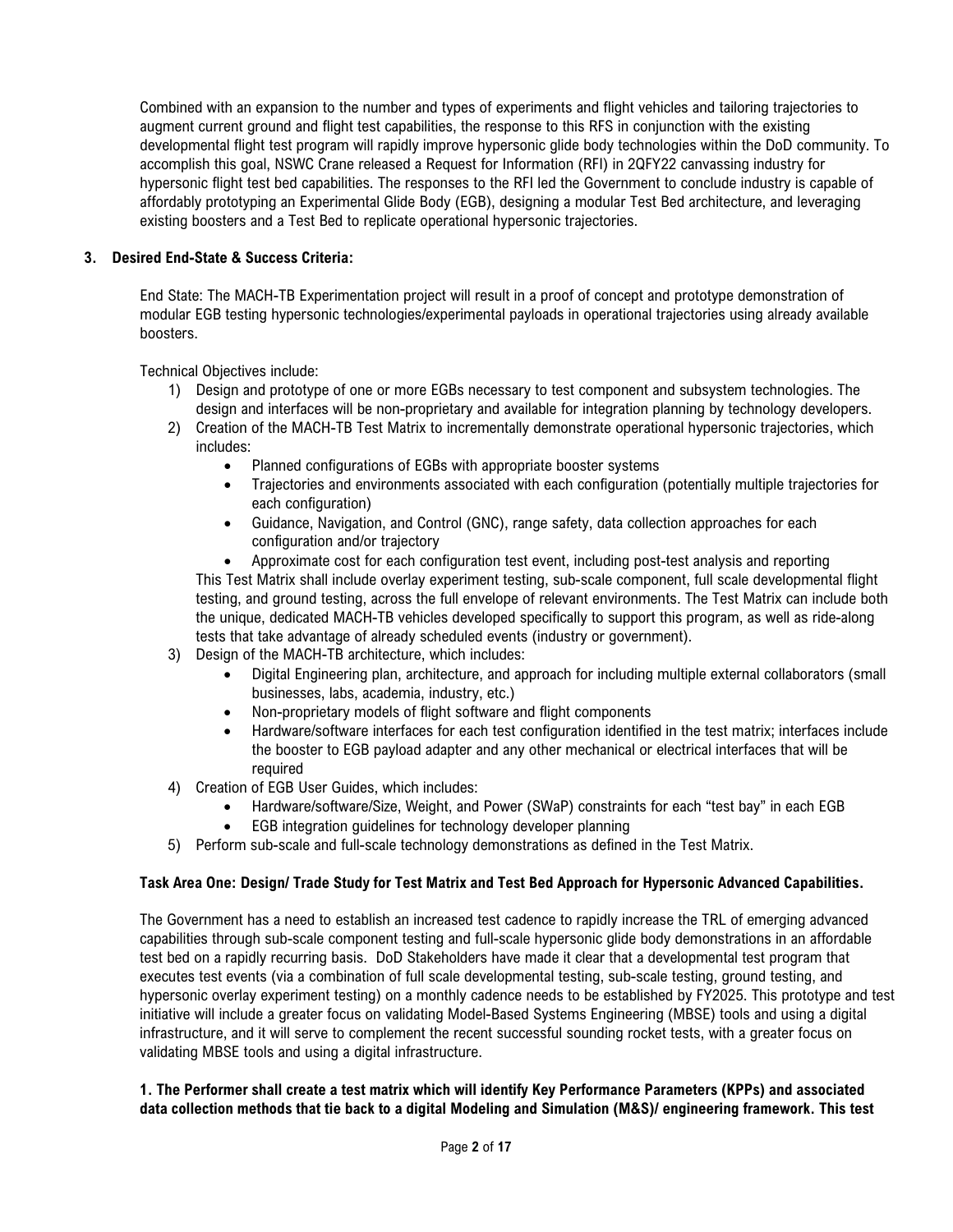Combined with an expansion to the number and types of experiments and flight vehicles and tailoring trajectories to augment current ground and flight test capabilities, the response to this RFS in conjunction with the existing developmental flight test program will rapidly improve hypersonic glide body technologies within the DoD community. To accomplish this goal, NSWC Crane released a Request for Information (RFI) in 2QFY22 canvassing industry for hypersonic flight test bed capabilities. The responses to the RFI led the Government to conclude industry is capable of affordably prototyping an Experimental Glide Body (EGB), designing a modular Test Bed architecture, and leveraging existing boosters and a Test Bed to replicate operational hypersonic trajectories.

### 3. Desired End-State & Success Criteria:

End State: The MACH-TB Experimentation project will result in a proof of concept and prototype demonstration of modular EGB testing hypersonic technologies/experimental payloads in operational trajectories using already available boosters.

Technical Objectives include:

1) Design and prototype of one or more EGBs necessary to test component and subsystem technologies. The design and interfaces will be non-proprietary and available for integration planning by technology developers.
2) Creation of the MACH-TB Test Matrix to incrementally demonstrate operational hypersonic trajectories, which includes:
   - Planned configurations of EGBs with appropriate booster systems
   - Trajectories and environments associated with each configuration (potentially multiple trajectories for each configuration)
   - Guidance, Navigation, and Control (GNC), range safety, data collection approaches for each configuration and/or trajectory
   - Approximate cost for each configuration test event, including post-test analysis and reporting

   This Test Matrix shall include overlay experiment testing, sub-scale component, full scale developmental flight testing, and ground testing, across the full envelope of relevant environments. The Test Matrix can include both the unique, dedicated MACH-TB vehicles developed specifically to support this program, as well as ride-along tests that take advantage of already scheduled events (industry or government).
3) Design of the MACH-TB architecture, which includes:
   - Digital Engineering plan, architecture, and approach for including multiple external collaborators (small businesses, labs, academia, industry, etc.)
   - Non-proprietary models of flight software and flight components
   - Hardware/software interfaces for each test configuration identified in the test matrix; interfaces include the booster to EGB payload adapter and any other mechanical or electrical interfaces that will be required
4) Creation of EGB User Guides, which includes:
   - Hardware/software/Size, Weight, and Power (SWaP) constraints for each "test bay" in each EGB
   - EGB integration guidelines for technology developer planning
5) Perform sub-scale and full-scale technology demonstrations as defined in the Test Matrix.

### Task Area One: Design/ Trade Study for Test Matrix and Test Bed Approach for Hypersonic Advanced Capabilities.

The Government has a need to establish an increased test cadence to rapidly increase the TRL of emerging advanced capabilities through sub-scale component testing and full-scale hypersonic glide body demonstrations in an affordable test bed on a rapidly recurring basis. DoD Stakeholders have made it clear that a developmental test program that executes test events (via a combination of full scale developmental testing, sub-scale testing, ground testing, and hypersonic overlay experiment testing) on a monthly cadence needs to be established by FY2025. This prototype and test initiative will include a greater focus on validating Model-Based Systems Engineering (MBSE) tools and using a digital infrastructure, and it will serve to complement the recent successful sounding rocket tests, with a greater focus on validating MBSE tools and using a digital infrastructure.

**1. The Performer shall create a test matrix which will identify Key Performance Parameters (KPPs) and associated data collection methods that tie back to a digital Modeling and Simulation (M&S)/ engineering framework. This test**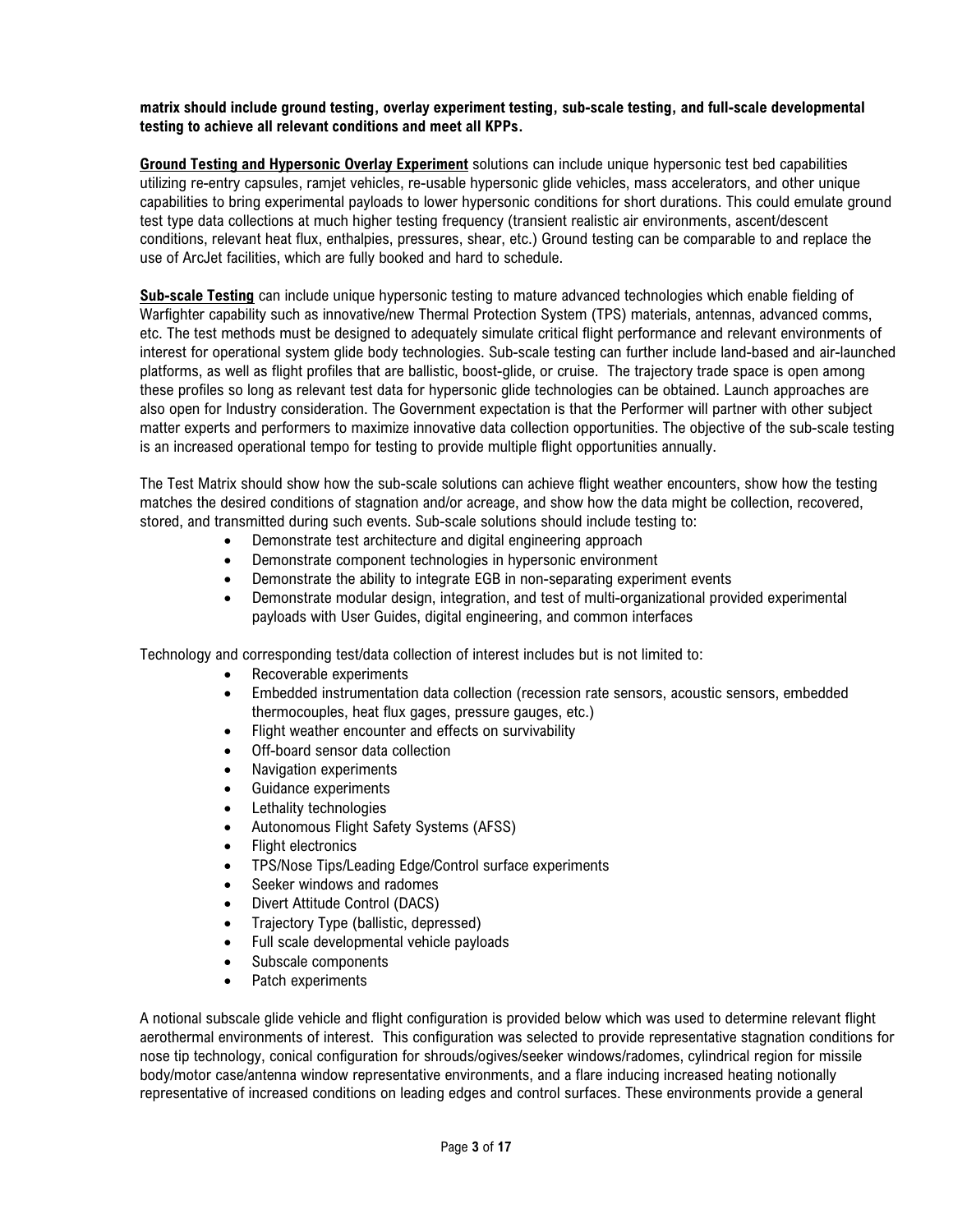**matrix should include ground testing, overlay experiment testing, sub-scale testing, and full-scale developmental testing to achieve all relevant conditions and meet all KPPs.**

**Ground Testing and Hypersonic Overlay Experiment** solutions can include unique hypersonic test bed capabilities utilizing re-entry capsules, ramjet vehicles, re-usable hypersonic glide vehicles, mass accelerators, and other unique capabilities to bring experimental payloads to lower hypersonic conditions for short durations. This could emulate ground test type data collections at much higher testing frequency (transient realistic air environments, ascent/descent conditions, relevant heat flux, enthalpies, pressures, shear, etc.) Ground testing can be comparable to and replace the use of ArcJet facilities, which are fully booked and hard to schedule.

**Sub-scale Testing** can include unique hypersonic testing to mature advanced technologies which enable fielding of Warfighter capability such as innovative/new Thermal Protection System (TPS) materials, antennas, advanced comms, etc. The test methods must be designed to adequately simulate critical flight performance and relevant environments of interest for operational system glide body technologies. Sub-scale testing can further include land-based and air-launched platforms, as well as flight profiles that are ballistic, boost-glide, or cruise. The trajectory trade space is open among these profiles so long as relevant test data for hypersonic glide technologies can be obtained. Launch approaches are also open for Industry consideration. The Government expectation is that the Performer will partner with other subject matter experts and performers to maximize innovative data collection opportunities. The objective of the sub-scale testing is an increased operational tempo for testing to provide multiple flight opportunities annually.

The Test Matrix should show how the sub-scale solutions can achieve flight weather encounters, show how the testing matches the desired conditions of stagnation and/or acreage, and show how the data might be collection, recovered, stored, and transmitted during such events. Sub-scale solutions should include testing to:

- Demonstrate test architecture and digital engineering approach
- Demonstrate component technologies in hypersonic environment
- Demonstrate the ability to integrate EGB in non-separating experiment events
- Demonstrate modular design, integration, and test of multi-organizational provided experimental payloads with User Guides, digital engineering, and common interfaces

Technology and corresponding test/data collection of interest includes but is not limited to:

- Recoverable experiments
- Embedded instrumentation data collection (recession rate sensors, acoustic sensors, embedded thermocouples, heat flux gages, pressure gauges, etc.)
- Flight weather encounter and effects on survivability
- Off-board sensor data collection
- Navigation experiments
- Guidance experiments
- Lethality technologies
- Autonomous Flight Safety Systems (AFSS)
- Flight electronics
- TPS/Nose Tips/Leading Edge/Control surface experiments
- Seeker windows and radomes
- Divert Attitude Control (DACS)
- Trajectory Type (ballistic, depressed)
- Full scale developmental vehicle payloads
- Subscale components
- Patch experiments

A notional subscale glide vehicle and flight configuration is provided below which was used to determine relevant flight aerothermal environments of interest. This configuration was selected to provide representative stagnation conditions for nose tip technology, conical configuration for shrouds/ogives/seeker windows/radomes, cylindrical region for missile body/motor case/antenna window representative environments, and a flare inducing increased heating notionally representative of increased conditions on leading edges and control surfaces. These environments provide a general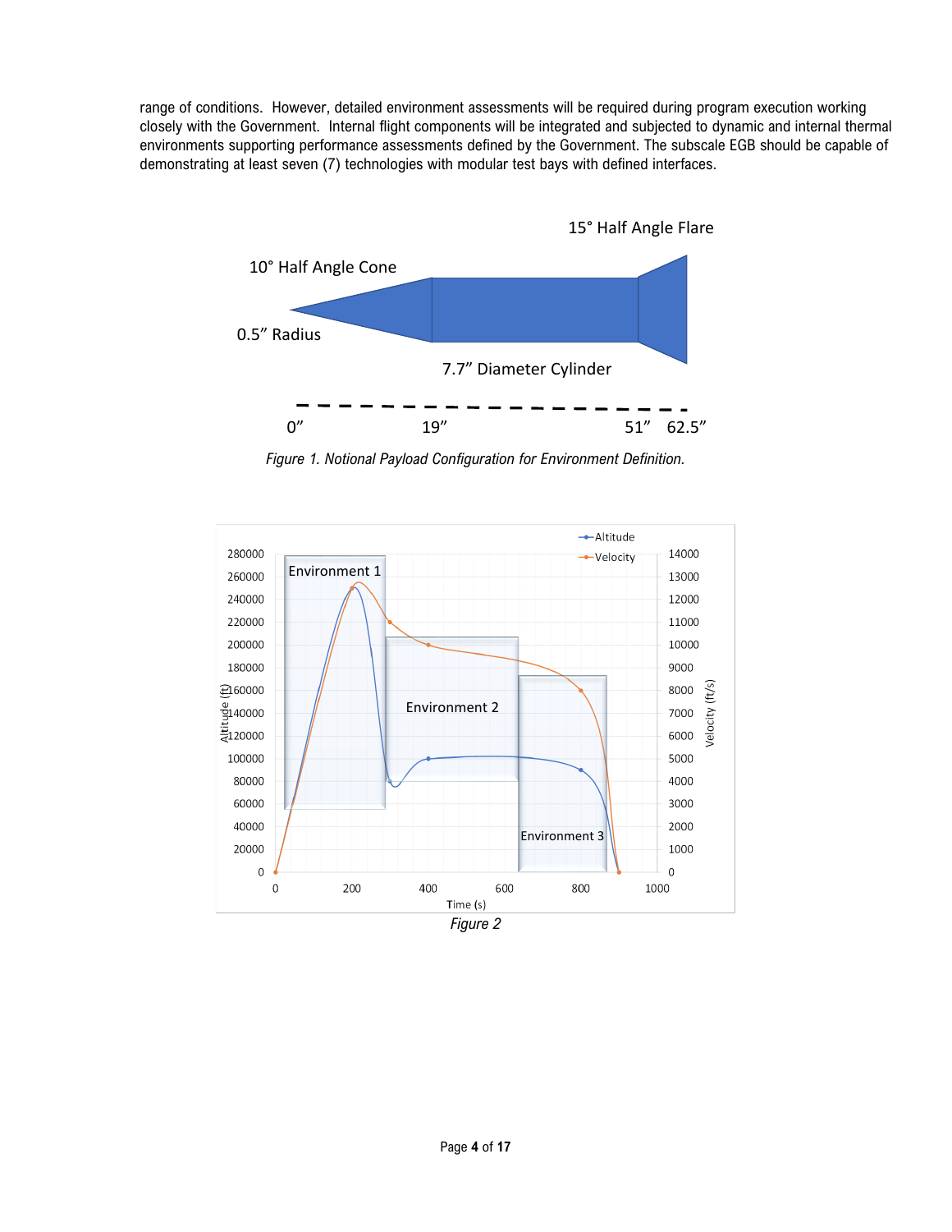range of conditions. However, detailed environment assessments will be required during program execution working closely with the Government. Internal flight components will be integrated and subjected to dynamic and internal thermal environments supporting performance assessments defined by the Government. The subscale EGB should be capable of demonstrating at least seven (7) technologies with modular test bays with defined interfaces.

*Figure 1. Notional Payload Configuration for Environment Definition.*

*Figure 2*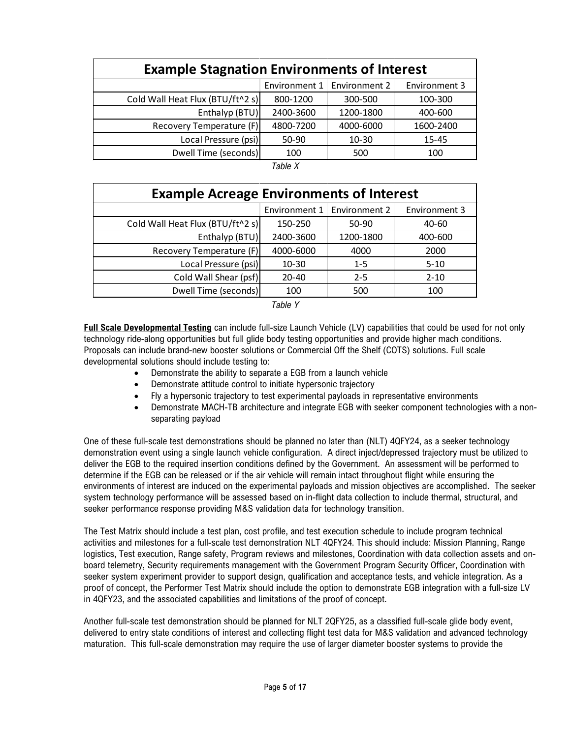| Example Stagnation Environments of Interest | | | |
|---|---|---|---|
| | Environment 1 | Environment 2 | Environment 3 |
| Cold Wall Heat Flux (BTU/ft^2 s) | 800-1200 | 300-500 | 100-300 |
| Enthalyp (BTU) | 2400-3600 | 1200-1800 | 400-600 |
| Recovery Temperature (F) | 4800-7200 | 4000-6000 | 1600-2400 |
| Local Pressure (psi) | 50-90 | 10-30 | 15-45 |
| Dwell Time (seconds) | 100 | 500 | 100 |

*Table X*

| Example Acreage Environments of Interest | | | |
|---|---|---|---|
| | Environment 1 | Environment 2 | Environment 3 |
| Cold Wall Heat Flux (BTU/ft^2 s) | 150-250 | 50-90 | 40-60 |
| Enthalyp (BTU) | 2400-3600 | 1200-1800 | 400-600 |
| Recovery Temperature (F) | 4000-6000 | 4000 | 2000 |
| Local Pressure (psi) | 10-30 | 1-5 | 5-10 |
| Cold Wall Shear (psf) | 20-40 | 2-5 | 2-10 |
| Dwell Time (seconds) | 100 | 500 | 100 |

*Table Y*

**Full Scale Developmental Testing** can include full-size Launch Vehicle (LV) capabilities that could be used for not only technology ride-along opportunities but full glide body testing opportunities and provide higher mach conditions. Proposals can include brand-new booster solutions or Commercial Off the Shelf (COTS) solutions. Full scale developmental solutions should include testing to:

- Demonstrate the ability to separate a EGB from a launch vehicle
- Demonstrate attitude control to initiate hypersonic trajectory
- Fly a hypersonic trajectory to test experimental payloads in representative environments
- Demonstrate MACH-TB architecture and integrate EGB with seeker component technologies with a non-separating payload

One of these full-scale test demonstrations should be planned no later than (NLT) 4QFY24, as a seeker technology demonstration event using a single launch vehicle configuration. A direct inject/depressed trajectory must be utilized to deliver the EGB to the required insertion conditions defined by the Government. An assessment will be performed to determine if the EGB can be released or if the air vehicle will remain intact throughout flight while ensuring the environments of interest are induced on the experimental payloads and mission objectives are accomplished. The seeker system technology performance will be assessed based on in-flight data collection to include thermal, structural, and seeker performance response providing M&S validation data for technology transition.

The Test Matrix should include a test plan, cost profile, and test execution schedule to include program technical activities and milestones for a full-scale test demonstration NLT 4QFY24. This should include: Mission Planning, Range logistics, Test execution, Range safety, Program reviews and milestones, Coordination with data collection assets and on-board telemetry, Security requirements management with the Government Program Security Officer, Coordination with seeker system experiment provider to support design, qualification and acceptance tests, and vehicle integration. As a proof of concept, the Performer Test Matrix should include the option to demonstrate EGB integration with a full-size LV in 4QFY23, and the associated capabilities and limitations of the proof of concept.

Another full-scale test demonstration should be planned for NLT 2QFY25, as a classified full-scale glide body event, delivered to entry state conditions of interest and collecting flight test data for M&S validation and advanced technology maturation. This full-scale demonstration may require the use of larger diameter booster systems to provide the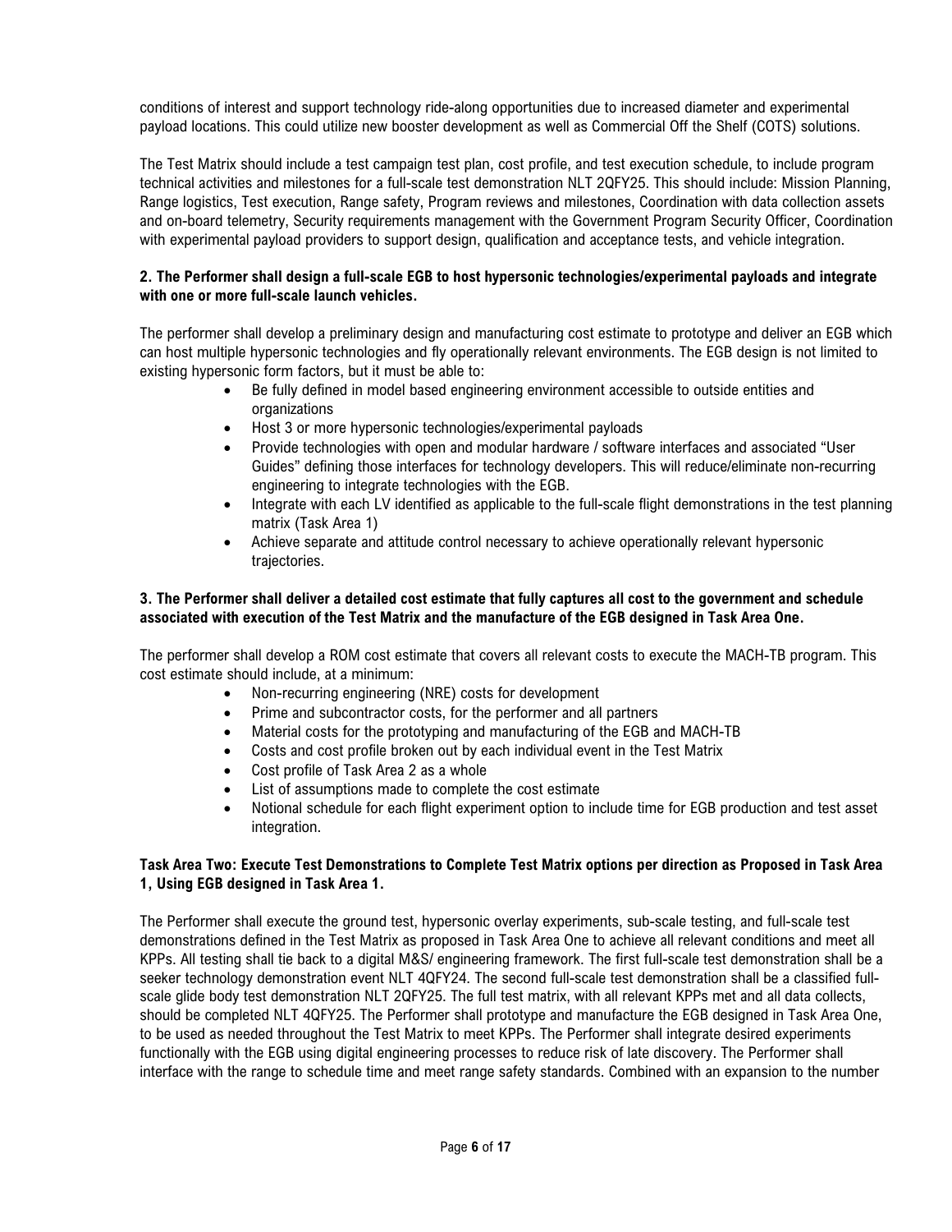conditions of interest and support technology ride-along opportunities due to increased diameter and experimental payload locations. This could utilize new booster development as well as Commercial Off the Shelf (COTS) solutions.

The Test Matrix should include a test campaign test plan, cost profile, and test execution schedule, to include program technical activities and milestones for a full-scale test demonstration NLT 2QFY25. This should include: Mission Planning, Range logistics, Test execution, Range safety, Program reviews and milestones, Coordination with data collection assets and on-board telemetry, Security requirements management with the Government Program Security Officer, Coordination with experimental payload providers to support design, qualification and acceptance tests, and vehicle integration.

**2. The Performer shall design a full-scale EGB to host hypersonic technologies/experimental payloads and integrate with one or more full-scale launch vehicles.**

The performer shall develop a preliminary design and manufacturing cost estimate to prototype and deliver an EGB which can host multiple hypersonic technologies and fly operationally relevant environments. The EGB design is not limited to existing hypersonic form factors, but it must be able to:

- Be fully defined in model based engineering environment accessible to outside entities and organizations
- Host 3 or more hypersonic technologies/experimental payloads
- Provide technologies with open and modular hardware / software interfaces and associated "User Guides" defining those interfaces for technology developers. This will reduce/eliminate non-recurring engineering to integrate technologies with the EGB.
- Integrate with each LV identified as applicable to the full-scale flight demonstrations in the test planning matrix (Task Area 1)
- Achieve separate and attitude control necessary to achieve operationally relevant hypersonic trajectories.

**3. The Performer shall deliver a detailed cost estimate that fully captures all cost to the government and schedule associated with execution of the Test Matrix and the manufacture of the EGB designed in Task Area One.**

The performer shall develop a ROM cost estimate that covers all relevant costs to execute the MACH-TB program. This cost estimate should include, at a minimum:

- Non-recurring engineering (NRE) costs for development
- Prime and subcontractor costs, for the performer and all partners
- Material costs for the prototyping and manufacturing of the EGB and MACH-TB
- Costs and cost profile broken out by each individual event in the Test Matrix
- Cost profile of Task Area 2 as a whole
- List of assumptions made to complete the cost estimate
- Notional schedule for each flight experiment option to include time for EGB production and test asset integration.

**Task Area Two: Execute Test Demonstrations to Complete Test Matrix options per direction as Proposed in Task Area 1, Using EGB designed in Task Area 1.**

The Performer shall execute the ground test, hypersonic overlay experiments, sub-scale testing, and full-scale test demonstrations defined in the Test Matrix as proposed in Task Area One to achieve all relevant conditions and meet all KPPs. All testing shall tie back to a digital M&S/ engineering framework. The first full-scale test demonstration shall be a seeker technology demonstration event NLT 4QFY24. The second full-scale test demonstration shall be a classified full-scale glide body test demonstration NLT 2QFY25. The full test matrix, with all relevant KPPs met and all data collects, should be completed NLT 4QFY25. The Performer shall prototype and manufacture the EGB designed in Task Area One, to be used as needed throughout the Test Matrix to meet KPPs. The Performer shall integrate desired experiments functionally with the EGB using digital engineering processes to reduce risk of late discovery. The Performer shall interface with the range to schedule time and meet range safety standards. Combined with an expansion to the number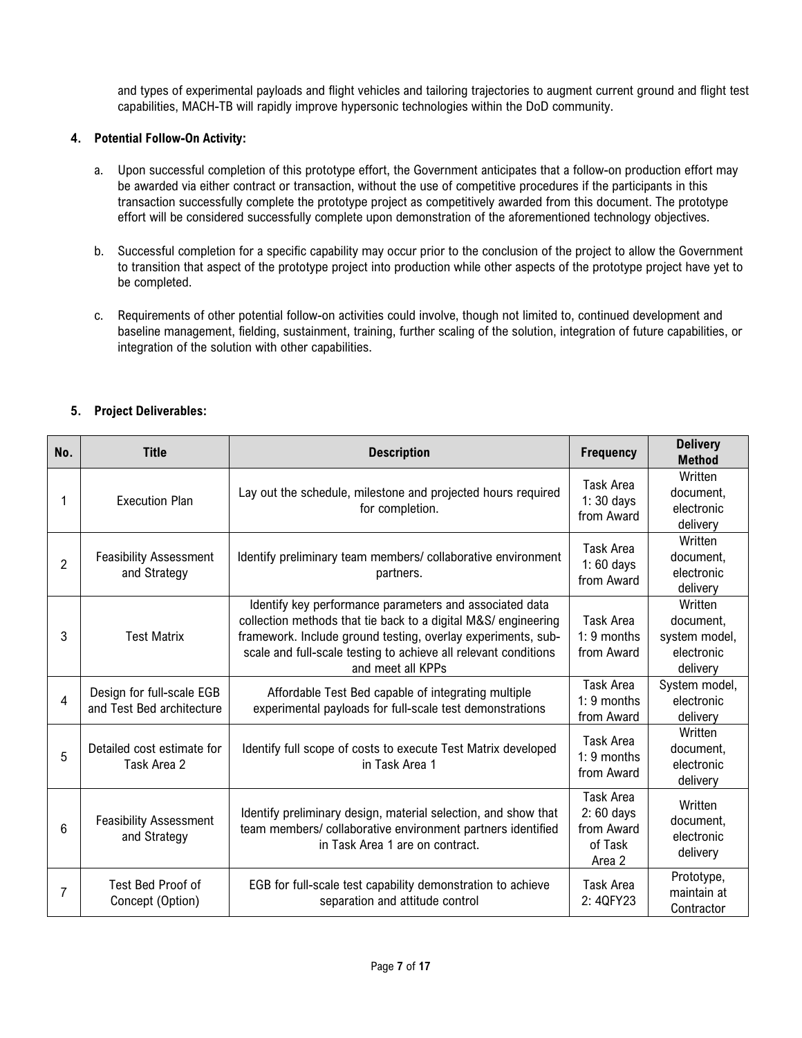and types of experimental payloads and flight vehicles and tailoring trajectories to augment current ground and flight test capabilities, MACH-TB will rapidly improve hypersonic technologies within the DoD community.

**4. Potential Follow-On Activity:**

a. Upon successful completion of this prototype effort, the Government anticipates that a follow-on production effort may be awarded via either contract or transaction, without the use of competitive procedures if the participants in this transaction successfully complete the prototype project as competitively awarded from this document. The prototype effort will be considered successfully complete upon demonstration of the aforementioned technology objectives.

b. Successful completion for a specific capability may occur prior to the conclusion of the project to allow the Government to transition that aspect of the prototype project into production while other aspects of the prototype project have yet to be completed.

c. Requirements of other potential follow-on activities could involve, though not limited to, continued development and baseline management, fielding, sustainment, training, further scaling of the solution, integration of future capabilities, or integration of the solution with other capabilities.

**5. Project Deliverables:**

| No. | Title | Description | Frequency | Delivery Method |
|---|---|---|---|---|
| 1 | Execution Plan | Lay out the schedule, milestone and projected hours required for completion. | Task Area 1: 30 days from Award | Written document, electronic delivery |
| 2 | Feasibility Assessment and Strategy | Identify preliminary team members/ collaborative environment partners. | Task Area 1: 60 days from Award | Written document, electronic delivery |
| 3 | Test Matrix | Identify key performance parameters and associated data collection methods that tie back to a digital M&S/ engineering framework. Include ground testing, overlay experiments, sub-scale and full-scale testing to achieve all relevant conditions and meet all KPPs | Task Area 1: 9 months from Award | Written document, system model, electronic delivery |
| 4 | Design for full-scale EGB and Test Bed architecture | Affordable Test Bed capable of integrating multiple experimental payloads for full-scale test demonstrations | Task Area 1: 9 months from Award | System model, electronic delivery |
| 5 | Detailed cost estimate for Task Area 2 | Identify full scope of costs to execute Test Matrix developed in Task Area 1 | Task Area 1: 9 months from Award | Written document, electronic delivery |
| 6 | Feasibility Assessment and Strategy | Identify preliminary design, material selection, and show that team members/ collaborative environment partners identified in Task Area 1 are on contract. | Task Area 2: 60 days from Award of Task Area 2 | Written document, electronic delivery |
| 7 | Test Bed Proof of Concept (Option) | EGB for full-scale test capability demonstration to achieve separation and attitude control | Task Area 2: 4QFY23 | Prototype, maintain at Contractor |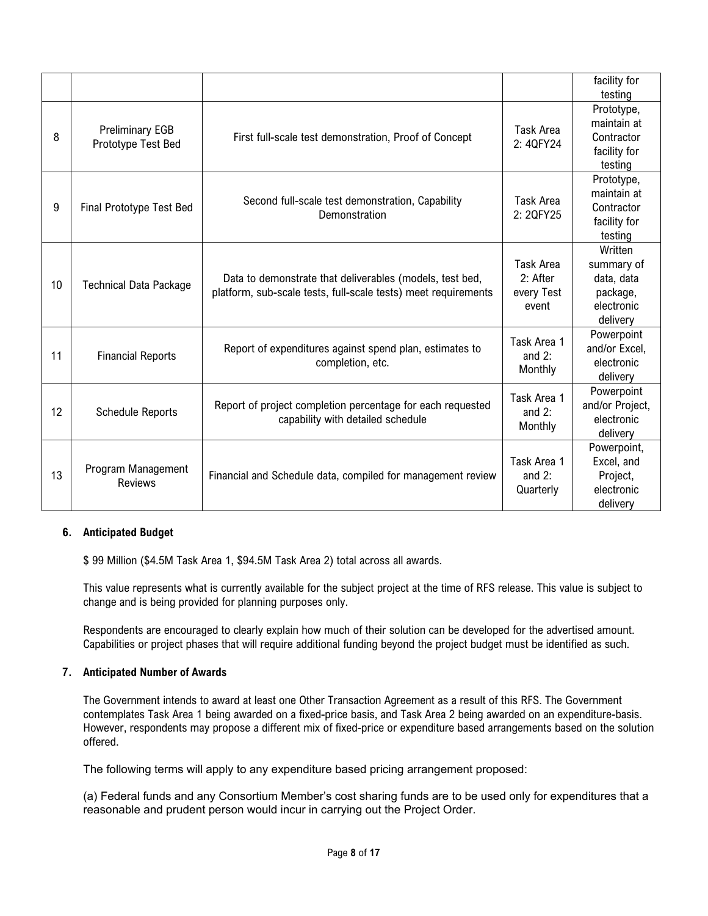| | | | | facility for testing |
|---|---|---|---|---|
| 8 | Preliminary EGB Prototype Test Bed | First full-scale test demonstration, Proof of Concept | Task Area 2: 4QFY24 | Prototype, maintain at Contractor facility for testing |
| 9 | Final Prototype Test Bed | Second full-scale test demonstration, Capability Demonstration | Task Area 2: 2QFY25 | Prototype, maintain at Contractor facility for testing |
| 10 | Technical Data Package | Data to demonstrate that deliverables (models, test bed, platform, sub-scale tests, full-scale tests) meet requirements | Task Area 2: After every Test event | Written summary of data, data package, electronic delivery |
| 11 | Financial Reports | Report of expenditures against spend plan, estimates to completion, etc. | Task Area 1 and 2: Monthly | Powerpoint and/or Excel, electronic delivery |
| 12 | Schedule Reports | Report of project completion percentage for each requested capability with detailed schedule | Task Area 1 and 2: Monthly | Powerpoint and/or Project, electronic delivery |
| 13 | Program Management Reviews | Financial and Schedule data, compiled for management review | Task Area 1 and 2: Quarterly | Powerpoint, Excel, and Project, electronic delivery |

**6. Anticipated Budget**

$ 99 Million ($4.5M Task Area 1, $94.5M Task Area 2) total across all awards.

This value represents what is currently available for the subject project at the time of RFS release. This value is subject to change and is being provided for planning purposes only.

Respondents are encouraged to clearly explain how much of their solution can be developed for the advertised amount. Capabilities or project phases that will require additional funding beyond the project budget must be identified as such.

**7. Anticipated Number of Awards**

The Government intends to award at least one Other Transaction Agreement as a result of this RFS. The Government contemplates Task Area 1 being awarded on a fixed-price basis, and Task Area 2 being awarded on an expenditure-basis. However, respondents may propose a different mix of fixed-price or expenditure based arrangements based on the solution offered.

The following terms will apply to any expenditure based pricing arrangement proposed:

(a) Federal funds and any Consortium Member's cost sharing funds are to be used only for expenditures that a reasonable and prudent person would incur in carrying out the Project Order.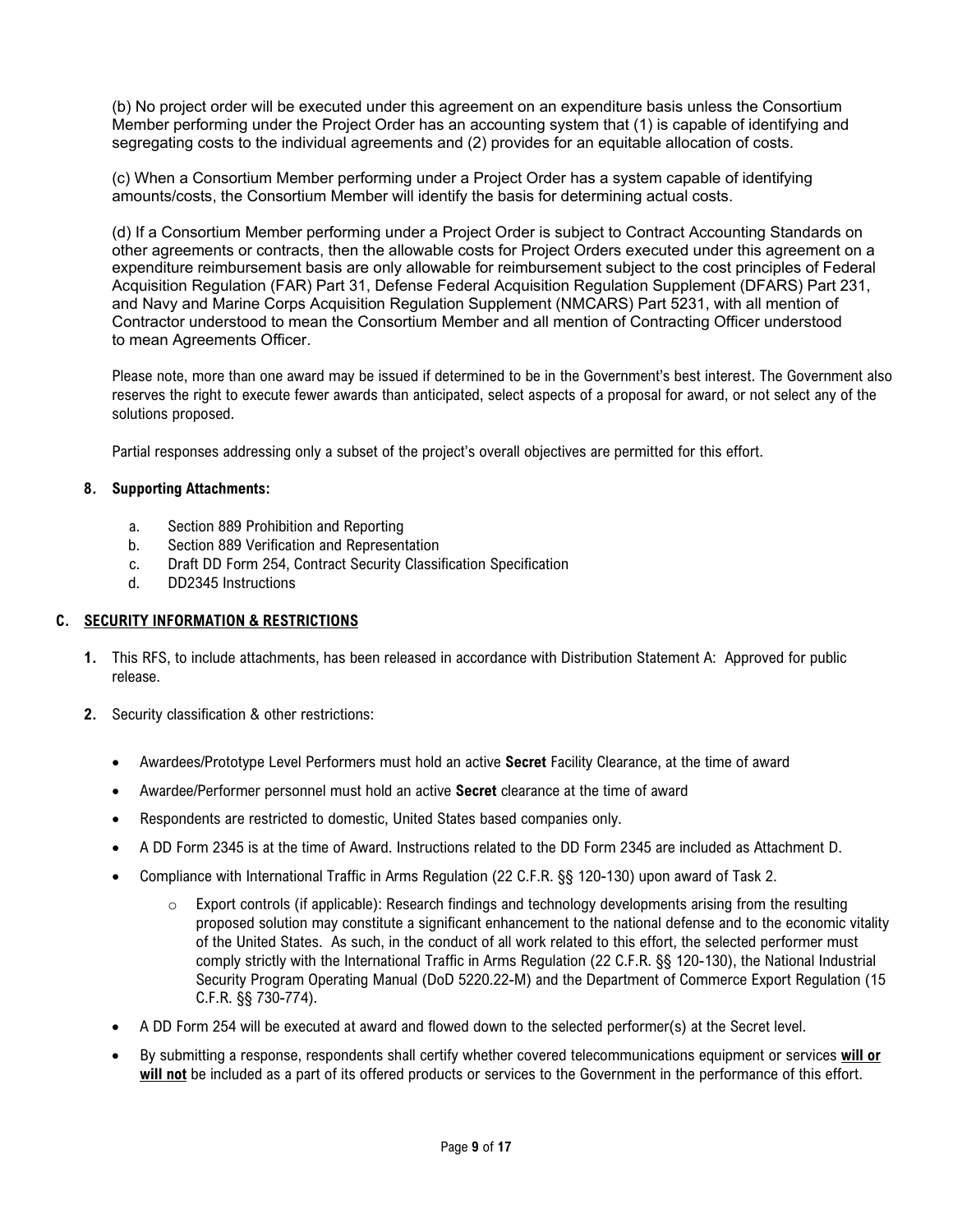(b) No project order will be executed under this agreement on an expenditure basis unless the Consortium Member performing under the Project Order has an accounting system that (1) is capable of identifying and segregating costs to the individual agreements and (2) provides for an equitable allocation of costs.

(c) When a Consortium Member performing under a Project Order has a system capable of identifying amounts/costs, the Consortium Member will identify the basis for determining actual costs.

(d) If a Consortium Member performing under a Project Order is subject to Contract Accounting Standards on other agreements or contracts, then the allowable costs for Project Orders executed under this agreement on a expenditure reimbursement basis are only allowable for reimbursement subject to the cost principles of Federal Acquisition Regulation (FAR) Part 31, Defense Federal Acquisition Regulation Supplement (DFARS) Part 231, and Navy and Marine Corps Acquisition Regulation Supplement (NMCARS) Part 5231, with all mention of Contractor understood to mean the Consortium Member and all mention of Contracting Officer understood to mean Agreements Officer.

Please note, more than one award may be issued if determined to be in the Government's best interest. The Government also reserves the right to execute fewer awards than anticipated, select aspects of a proposal for award, or not select any of the solutions proposed.

Partial responses addressing only a subset of the project's overall objectives are permitted for this effort.

**8. Supporting Attachments:**

a. Section 889 Prohibition and Reporting
b. Section 889 Verification and Representation
c. Draft DD Form 254, Contract Security Classification Specification
d. DD2345 Instructions

## C. SECURITY INFORMATION & RESTRICTIONS

**1.** This RFS, to include attachments, has been released in accordance with Distribution Statement A: Approved for public release.

**2.** Security classification & other restrictions:

- Awardees/Prototype Level Performers must hold an active **Secret** Facility Clearance, at the time of award
- Awardee/Performer personnel must hold an active **Secret** clearance at the time of award
- Respondents are restricted to domestic, United States based companies only.
- A DD Form 2345 is at the time of Award. Instructions related to the DD Form 2345 are included as Attachment D.
- Compliance with International Traffic in Arms Regulation (22 C.F.R. §§ 120-130) upon award of Task 2.
  - Export controls (if applicable): Research findings and technology developments arising from the resulting proposed solution may constitute a significant enhancement to the national defense and to the economic vitality of the United States. As such, in the conduct of all work related to this effort, the selected performer must comply strictly with the International Traffic in Arms Regulation (22 C.F.R. §§ 120-130), the National Industrial Security Program Operating Manual (DoD 5220.22-M) and the Department of Commerce Export Regulation (15 C.F.R. §§ 730-774).
- A DD Form 254 will be executed at award and flowed down to the selected performer(s) at the Secret level.
- By submitting a response, respondents shall certify whether covered telecommunications equipment or services **will or will not** be included as a part of its offered products or services to the Government in the performance of this effort.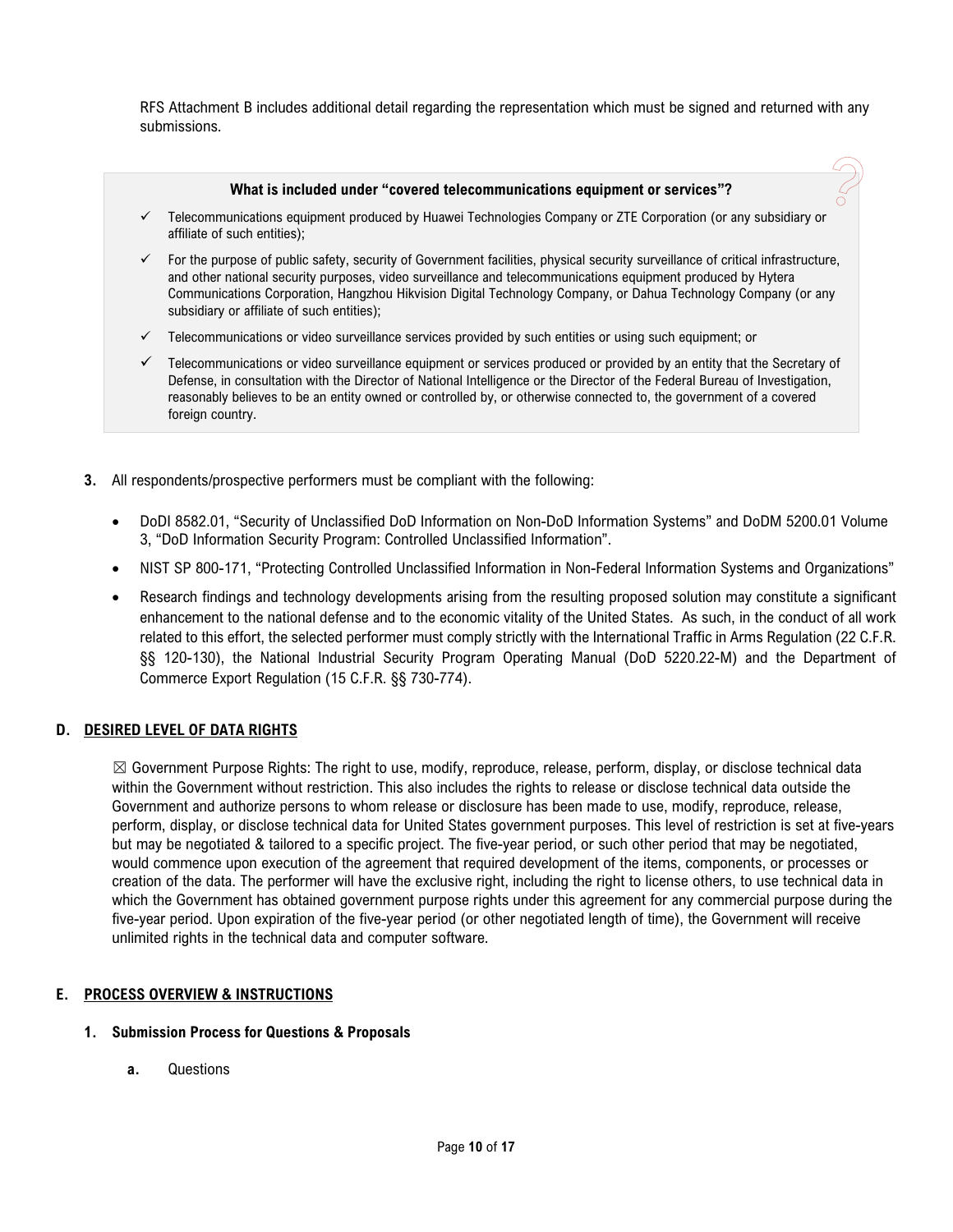RFS Attachment B includes additional detail regarding the representation which must be signed and returned with any submissions.

**What is included under "covered telecommunications equipment or services"?**

- ✓ Telecommunications equipment produced by Huawei Technologies Company or ZTE Corporation (or any subsidiary or affiliate of such entities);
- ✓ For the purpose of public safety, security of Government facilities, physical security surveillance of critical infrastructure, and other national security purposes, video surveillance and telecommunications equipment produced by Hytera Communications Corporation, Hangzhou Hikvision Digital Technology Company, or Dahua Technology Company (or any subsidiary or affiliate of such entities);
- ✓ Telecommunications or video surveillance services provided by such entities or using such equipment; or
- ✓ Telecommunications or video surveillance equipment or services produced or provided by an entity that the Secretary of Defense, in consultation with the Director of National Intelligence or the Director of the Federal Bureau of Investigation, reasonably believes to be an entity owned or controlled by, or otherwise connected to, the government of a covered foreign country.

**3.** All respondents/prospective performers must be compliant with the following:

- DoDI 8582.01, "Security of Unclassified DoD Information on Non-DoD Information Systems" and DoDM 5200.01 Volume 3, "DoD Information Security Program: Controlled Unclassified Information".
- NIST SP 800-171, "Protecting Controlled Unclassified Information in Non-Federal Information Systems and Organizations"
- Research findings and technology developments arising from the resulting proposed solution may constitute a significant enhancement to the national defense and to the economic vitality of the United States. As such, in the conduct of all work related to this effort, the selected performer must comply strictly with the International Traffic in Arms Regulation (22 C.F.R. §§ 120-130), the National Industrial Security Program Operating Manual (DoD 5220.22-M) and the Department of Commerce Export Regulation (15 C.F.R. §§ 730-774).

## D. DESIRED LEVEL OF DATA RIGHTS

☒ Government Purpose Rights: The right to use, modify, reproduce, release, perform, display, or disclose technical data within the Government without restriction. This also includes the rights to release or disclose technical data outside the Government and authorize persons to whom release or disclosure has been made to use, modify, reproduce, release, perform, display, or disclose technical data for United States government purposes. This level of restriction is set at five-years but may be negotiated & tailored to a specific project. The five-year period, or such other period that may be negotiated, would commence upon execution of the agreement that required development of the items, components, or processes or creation of the data. The performer will have the exclusive right, including the right to license others, to use technical data in which the Government has obtained government purpose rights under this agreement for any commercial purpose during the five-year period. Upon expiration of the five-year period (or other negotiated length of time), the Government will receive unlimited rights in the technical data and computer software.

## E. PROCESS OVERVIEW & INSTRUCTIONS

### 1. Submission Process for Questions & Proposals

**a.** Questions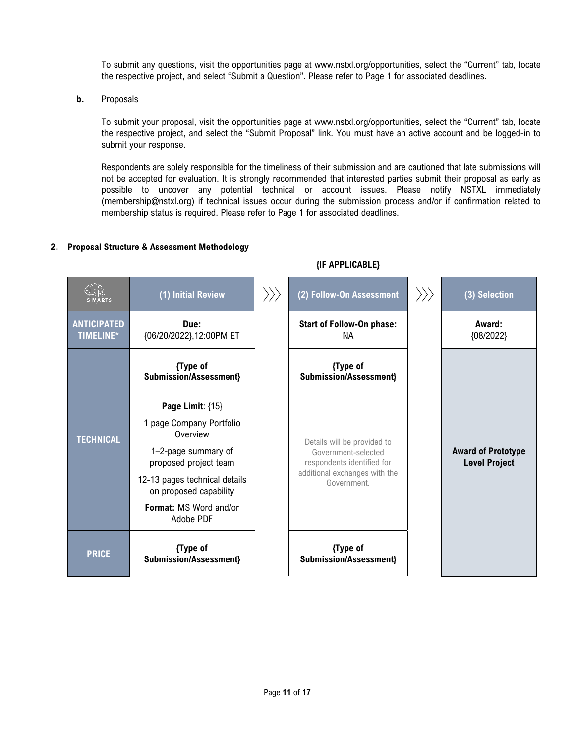To submit any questions, visit the opportunities page at www.nstxl.org/opportunities, select the "Current" tab, locate the respective project, and select "Submit a Question". Please refer to Page 1 for associated deadlines.

**b.** Proposals

To submit your proposal, visit the opportunities page at www.nstxl.org/opportunities, select the "Current" tab, locate the respective project, and select the "Submit Proposal" link. You must have an active account and be logged-in to submit your response.

Respondents are solely responsible for the timeliness of their submission and are cautioned that late submissions will not be accepted for evaluation. It is strongly recommended that interested parties submit their proposal as early as possible to uncover any potential technical or account issues. Please notify NSTXL immediately (membership@nstxl.org) if technical issues occur during the submission process and/or if confirmation related to membership status is required. Please refer to Page 1 for associated deadlines.

**2. Proposal Structure & Assessment Methodology**

| S²MARTS | (1) Initial Review | (2) Follow-On Assessment {IF APPLICABLE} | (3) Selection |
|---|---|---|---|
| **ANTICIPATED TIMELINE*** | **Due:** {06/20/2022},12:00PM ET | **Start of Follow-On phase:** NA | **Award:** {08/2022} |
| **TECHNICAL** | **{Type of Submission/Assessment}** <br> **Page Limit**: {15} <br> 1 page Company Portfolio Overview <br> 1–2-page summary of proposed project team <br> 12-13 pages technical details on proposed capability <br> **Format:** MS Word and/or Adobe PDF | **{Type of Submission/Assessment}** <br> Details will be provided to Government-selected respondents identified for additional exchanges with the Government. | **Award of Prototype Level Project** |
| **PRICE** | **{Type of Submission/Assessment}** | **{Type of Submission/Assessment}** | |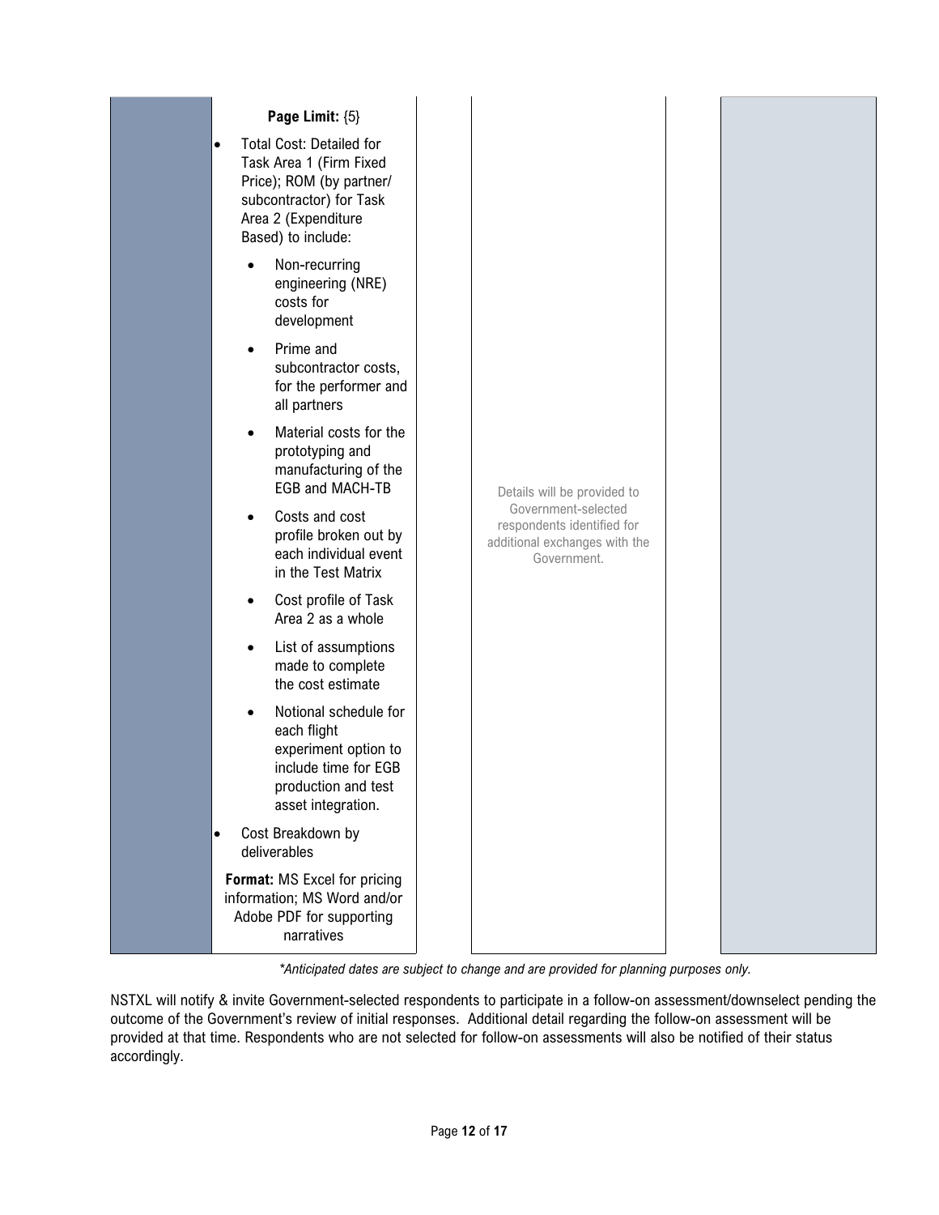| | | | |
|---|---|---|---|
| | **Page Limit:** {5}<br>• Total Cost: Detailed for Task Area 1 (Firm Fixed Price); ROM (by partner/ subcontractor) for Task Area 2 (Expenditure Based) to include:<br>  • Non-recurring engineering (NRE) costs for development<br>  • Prime and subcontractor costs, for the performer and all partners<br>  • Material costs for the prototyping and manufacturing of the EGB and MACH-TB<br>  • Costs and cost profile broken out by each individual event in the Test Matrix<br>  • Cost profile of Task Area 2 as a whole<br>  • List of assumptions made to complete the cost estimate<br>  • Notional schedule for each flight experiment option to include time for EGB production and test asset integration.<br>• Cost Breakdown by deliverables<br>**Format:** MS Excel for pricing information; MS Word and/or Adobe PDF for supporting narratives | Details will be provided to Government-selected respondents identified for additional exchanges with the Government. | |

*\*Anticipated dates are subject to change and are provided for planning purposes only.*

NSTXL will notify & invite Government-selected respondents to participate in a follow-on assessment/downselect pending the outcome of the Government's review of initial responses. Additional detail regarding the follow-on assessment will be provided at that time. Respondents who are not selected for follow-on assessments will also be notified of their status accordingly.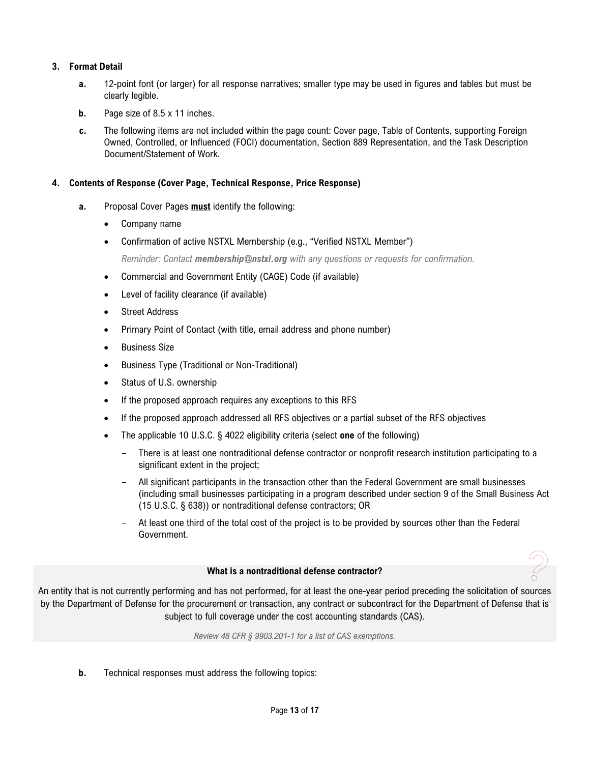### 3. Format Detail

- **a.** 12-point font (or larger) for all response narratives; smaller type may be used in figures and tables but must be clearly legible.
- **b.** Page size of 8.5 x 11 inches.
- **c.** The following items are not included within the page count: Cover page, Table of Contents, supporting Foreign Owned, Controlled, or Influenced (FOCI) documentation, Section 889 Representation, and the Task Description Document/Statement of Work.

### 4. Contents of Response (Cover Page, Technical Response, Price Response)

- **a.** Proposal Cover Pages **<u>must</u>** identify the following:
  - Company name
  - Confirmation of active NSTXL Membership (e.g., "Verified NSTXL Member")

    *Reminder: Contact **membership@nstxl.org** with any questions or requests for confirmation.*
  - Commercial and Government Entity (CAGE) Code (if available)
  - Level of facility clearance (if available)
  - Street Address
  - Primary Point of Contact (with title, email address and phone number)
  - Business Size
  - Business Type (Traditional or Non-Traditional)
  - Status of U.S. ownership
  - If the proposed approach requires any exceptions to this RFS
  - If the proposed approach addressed all RFS objectives or a partial subset of the RFS objectives
  - The applicable 10 U.S.C. § 4022 eligibility criteria (select **one** of the following)
    - There is at least one nontraditional defense contractor or nonprofit research institution participating to a significant extent in the project;
    - All significant participants in the transaction other than the Federal Government are small businesses (including small businesses participating in a program described under section 9 of the Small Business Act (15 U.S.C. § 638)) or nontraditional defense contractors; OR
    - At least one third of the total cost of the project is to be provided by sources other than the Federal Government.

**What is a nontraditional defense contractor?**

An entity that is not currently performing and has not performed, for at least the one-year period preceding the solicitation of sources by the Department of Defense for the procurement or transaction, any contract or subcontract for the Department of Defense that is subject to full coverage under the cost accounting standards (CAS).

*Review 48 CFR § 9903.201-1 for a list of CAS exemptions.*

- **b.** Technical responses must address the following topics: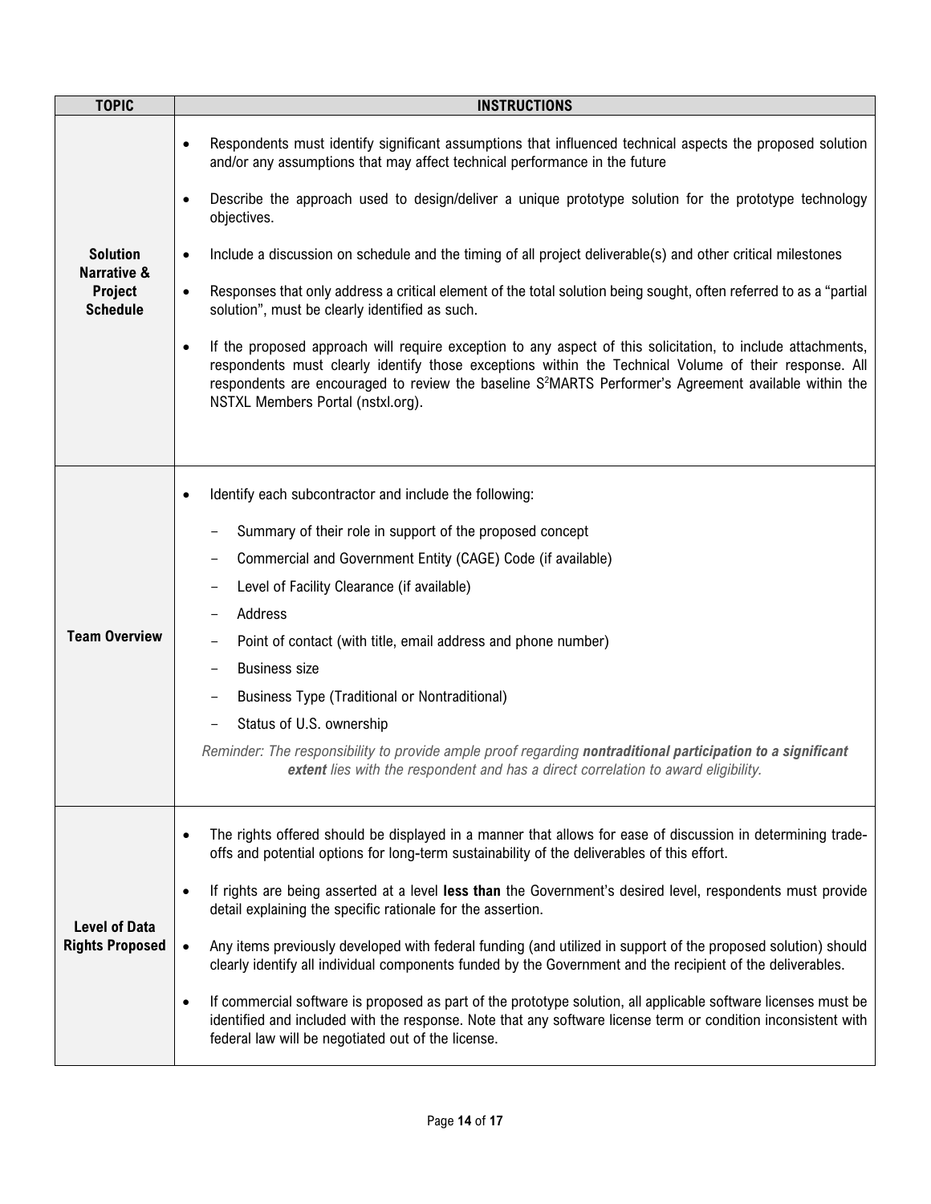| TOPIC | INSTRUCTIONS |
|---|---|
| **Solution Narrative & Project Schedule** | • Respondents must identify significant assumptions that influenced technical aspects the proposed solution and/or any assumptions that may affect technical performance in the future<br><br>• Describe the approach used to design/deliver a unique prototype solution for the prototype technology objectives.<br><br>• Include a discussion on schedule and the timing of all project deliverable(s) and other critical milestones<br><br>• Responses that only address a critical element of the total solution being sought, often referred to as a "partial solution", must be clearly identified as such.<br><br>• If the proposed approach will require exception to any aspect of this solicitation, to include attachments, respondents must clearly identify those exceptions within the Technical Volume of their response. All respondents are encouraged to review the baseline S$^2$MARTS Performer's Agreement available within the NSTXL Members Portal (nstxl.org). |
| **Team Overview** | • Identify each subcontractor and include the following:<br>– Summary of their role in support of the proposed concept<br>– Commercial and Government Entity (CAGE) Code (if available)<br>– Level of Facility Clearance (if available)<br>– Address<br>– Point of contact (with title, email address and phone number)<br>– Business size<br>– Business Type (Traditional or Nontraditional)<br>– Status of U.S. ownership<br><br>*Reminder: The responsibility to provide ample proof regarding **nontraditional participation to a significant extent** lies with the respondent and has a direct correlation to award eligibility.* |
| **Level of Data Rights Proposed** | • The rights offered should be displayed in a manner that allows for ease of discussion in determining trade-offs and potential options for long-term sustainability of the deliverables of this effort.<br><br>• If rights are being asserted at a level **less than** the Government's desired level, respondents must provide detail explaining the specific rationale for the assertion.<br><br>• Any items previously developed with federal funding (and utilized in support of the proposed solution) should clearly identify all individual components funded by the Government and the recipient of the deliverables.<br><br>• If commercial software is proposed as part of the prototype solution, all applicable software licenses must be identified and included with the response. Note that any software license term or condition inconsistent with federal law will be negotiated out of the license. |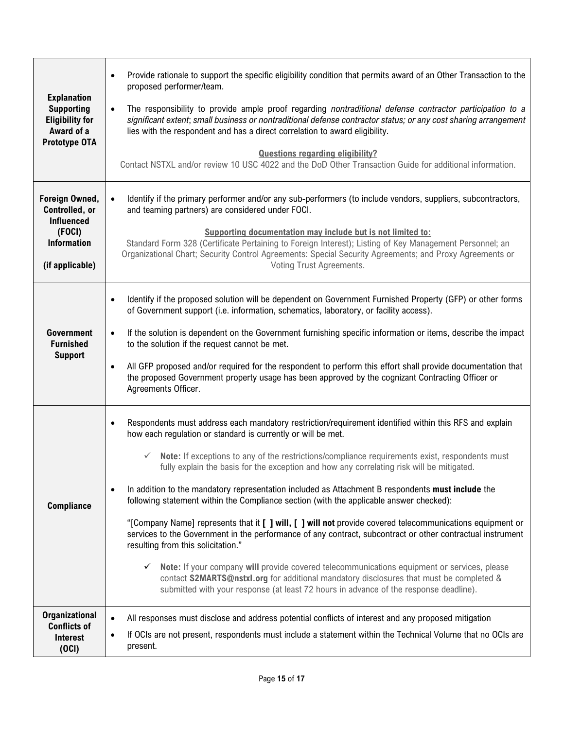| | |
|---|---|
| **Explanation Supporting Eligibility for Award of a Prototype OTA** | • Provide rationale to support the specific eligibility condition that permits award of an Other Transaction to the proposed performer/team.<br>• The responsibility to provide ample proof regarding *nontraditional defense contractor participation to a significant extent*; *small business or nontraditional defense contractor status; or any cost sharing arrangement* lies with the respondent and has a direct correlation to award eligibility.<br>**Questions regarding eligibility?**<br>Contact NSTXL and/or review 10 USC 4022 and the DoD Other Transaction Guide for additional information. |
| **Foreign Owned, Controlled, or Influenced (FOCI) Information (if applicable)** | • Identify if the primary performer and/or any sub-performers (to include vendors, suppliers, subcontractors, and teaming partners) are considered under FOCI.<br>**Supporting documentation may include but is not limited to:**<br>Standard Form 328 (Certificate Pertaining to Foreign Interest); Listing of Key Management Personnel; an Organizational Chart; Security Control Agreements: Special Security Agreements; and Proxy Agreements or Voting Trust Agreements. |
| **Government Furnished Support** | • Identify if the proposed solution will be dependent on Government Furnished Property (GFP) or other forms of Government support (i.e. information, schematics, laboratory, or facility access).<br>• If the solution is dependent on the Government furnishing specific information or items, describe the impact to the solution if the request cannot be met.<br>• All GFP proposed and/or required for the respondent to perform this effort shall provide documentation that the proposed Government property usage has been approved by the cognizant Contracting Officer or Agreements Officer. |
| **Compliance** | • Respondents must address each mandatory restriction/requirement identified within this RFS and explain how each regulation or standard is currently or will be met.<br>✓ **Note:** If exceptions to any of the restrictions/compliance requirements exist, respondents must fully explain the basis for the exception and how any correlating risk will be mitigated.<br>• In addition to the mandatory representation included as Attachment B respondents **must include** the following statement within the Compliance section (with the applicable answer checked):<br>"[Company Name] represents that it **[ ] will, [ ] will not** provide covered telecommunications equipment or services to the Government in the performance of any contract, subcontract or other contractual instrument resulting from this solicitation."<br>✓ **Note:** If your company **will** provide covered telecommunications equipment or services, please contact **S2MARTS@nstxl.org** for additional mandatory disclosures that must be completed & submitted with your response (at least 72 hours in advance of the response deadline). |
| **Organizational Conflicts of Interest (OCI)** | • All responses must disclose and address potential conflicts of interest and any proposed mitigation<br>• If OCIs are not present, respondents must include a statement within the Technical Volume that no OCIs are present. |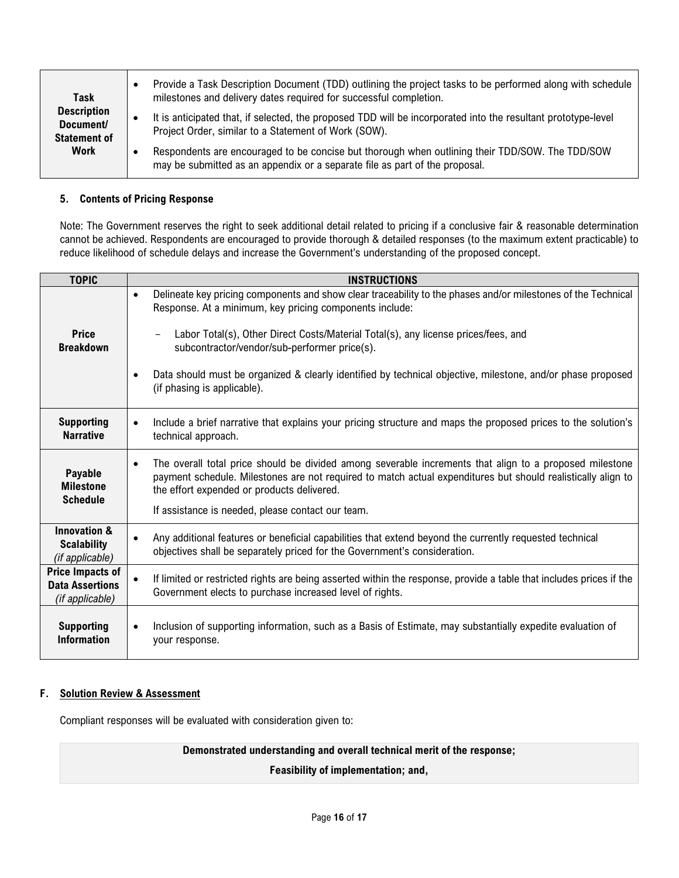| | |
|---|---|
| **Task Description Document/ Statement of Work** | • Provide a Task Description Document (TDD) outlining the project tasks to be performed along with schedule milestones and delivery dates required for successful completion.<br>• It is anticipated that, if selected, the proposed TDD will be incorporated into the resultant prototype-level Project Order, similar to a Statement of Work (SOW).<br>• Respondents are encouraged to be concise but thorough when outlining their TDD/SOW. The TDD/SOW may be submitted as an appendix or a separate file as part of the proposal. |

### 5. Contents of Pricing Response

Note: The Government reserves the right to seek additional detail related to pricing if a conclusive fair & reasonable determination cannot be achieved. Respondents are encouraged to provide thorough & detailed responses (to the maximum extent practicable) to reduce likelihood of schedule delays and increase the Government's understanding of the proposed concept.

| TOPIC | INSTRUCTIONS |
|---|---|
| **Price Breakdown** | • Delineate key pricing components and show clear traceability to the phases and/or milestones of the Technical Response. At a minimum, key pricing components include:<br>– Labor Total(s), Other Direct Costs/Material Total(s), any license prices/fees, and subcontractor/vendor/sub-performer price(s).<br>• Data should must be organized & clearly identified by technical objective, milestone, and/or phase proposed (if phasing is applicable). |
| **Supporting Narrative** | • Include a brief narrative that explains your pricing structure and maps the proposed prices to the solution's technical approach. |
| **Payable Milestone Schedule** | • The overall total price should be divided among severable increments that align to a proposed milestone payment schedule. Milestones are not required to match actual expenditures but should realistically align to the effort expended or products delivered.<br>If assistance is needed, please contact our team. |
| **Innovation & Scalability** *(if applicable)* | • Any additional features or beneficial capabilities that extend beyond the currently requested technical objectives shall be separately priced for the Government's consideration. |
| **Price Impacts of Data Assertions** *(if applicable)* | • If limited or restricted rights are being asserted within the response, provide a table that includes prices if the Government elects to purchase increased level of rights. |
| **Supporting Information** | • Inclusion of supporting information, such as a Basis of Estimate, may substantially expedite evaluation of your response. |

## F. Solution Review & Assessment

Compliant responses will be evaluated with consideration given to:

**Demonstrated understanding and overall technical merit of the response;**

**Feasibility of implementation; and,**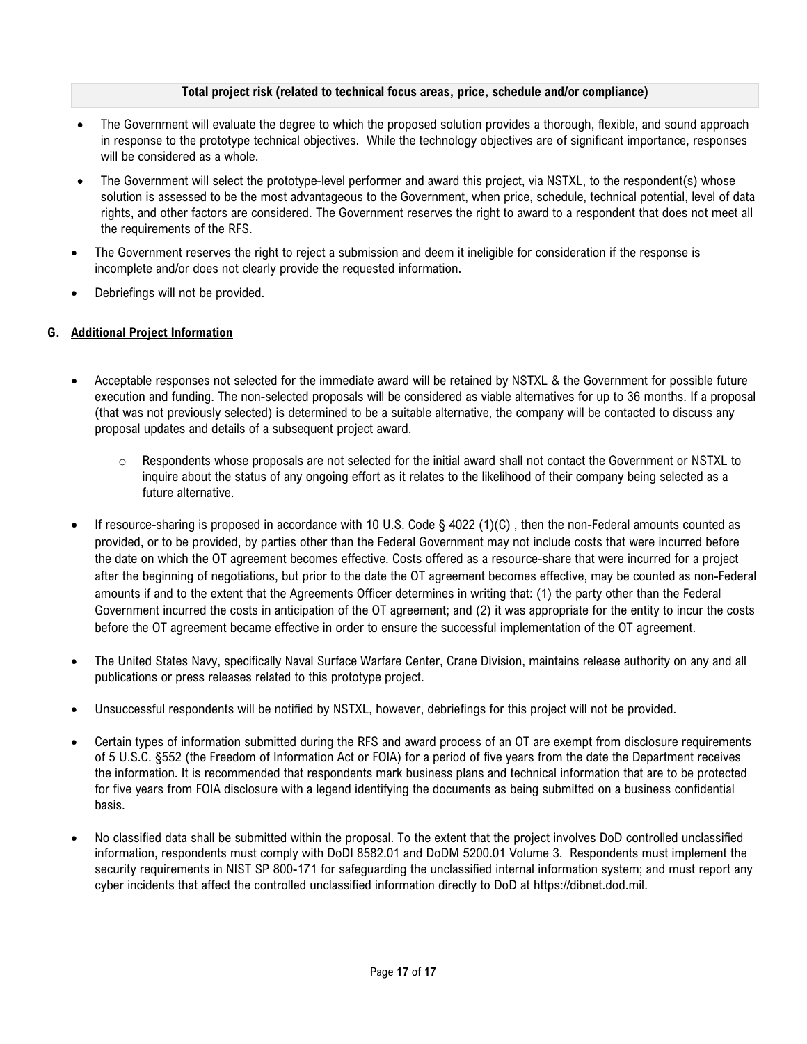**Total project risk (related to technical focus areas, price, schedule and/or compliance)**

- The Government will evaluate the degree to which the proposed solution provides a thorough, flexible, and sound approach in response to the prototype technical objectives. While the technology objectives are of significant importance, responses will be considered as a whole.
- The Government will select the prototype-level performer and award this project, via NSTXL, to the respondent(s) whose solution is assessed to be the most advantageous to the Government, when price, schedule, technical potential, level of data rights, and other factors are considered. The Government reserves the right to award to a respondent that does not meet all the requirements of the RFS.
- The Government reserves the right to reject a submission and deem it ineligible for consideration if the response is incomplete and/or does not clearly provide the requested information.
- Debriefings will not be provided.

## G. Additional Project Information

- Acceptable responses not selected for the immediate award will be retained by NSTXL & the Government for possible future execution and funding. The non-selected proposals will be considered as viable alternatives for up to 36 months. If a proposal (that was not previously selected) is determined to be a suitable alternative, the company will be contacted to discuss any proposal updates and details of a subsequent project award.
  - Respondents whose proposals are not selected for the initial award shall not contact the Government or NSTXL to inquire about the status of any ongoing effort as it relates to the likelihood of their company being selected as a future alternative.
- If resource-sharing is proposed in accordance with 10 U.S. Code § 4022 (1)(C) , then the non-Federal amounts counted as provided, or to be provided, by parties other than the Federal Government may not include costs that were incurred before the date on which the OT agreement becomes effective. Costs offered as a resource-share that were incurred for a project after the beginning of negotiations, but prior to the date the OT agreement becomes effective, may be counted as non-Federal amounts if and to the extent that the Agreements Officer determines in writing that: (1) the party other than the Federal Government incurred the costs in anticipation of the OT agreement; and (2) it was appropriate for the entity to incur the costs before the OT agreement became effective in order to ensure the successful implementation of the OT agreement.
- The United States Navy, specifically Naval Surface Warfare Center, Crane Division, maintains release authority on any and all publications or press releases related to this prototype project.
- Unsuccessful respondents will be notified by NSTXL, however, debriefings for this project will not be provided.
- Certain types of information submitted during the RFS and award process of an OT are exempt from disclosure requirements of 5 U.S.C. §552 (the Freedom of Information Act or FOIA) for a period of five years from the date the Department receives the information. It is recommended that respondents mark business plans and technical information that are to be protected for five years from FOIA disclosure with a legend identifying the documents as being submitted on a business confidential basis.
- No classified data shall be submitted within the proposal. To the extent that the project involves DoD controlled unclassified information, respondents must comply with DoDI 8582.01 and DoDM 5200.01 Volume 3. Respondents must implement the security requirements in NIST SP 800-171 for safeguarding the unclassified internal information system; and must report any cyber incidents that affect the controlled unclassified information directly to DoD at https://dibnet.dod.mil.